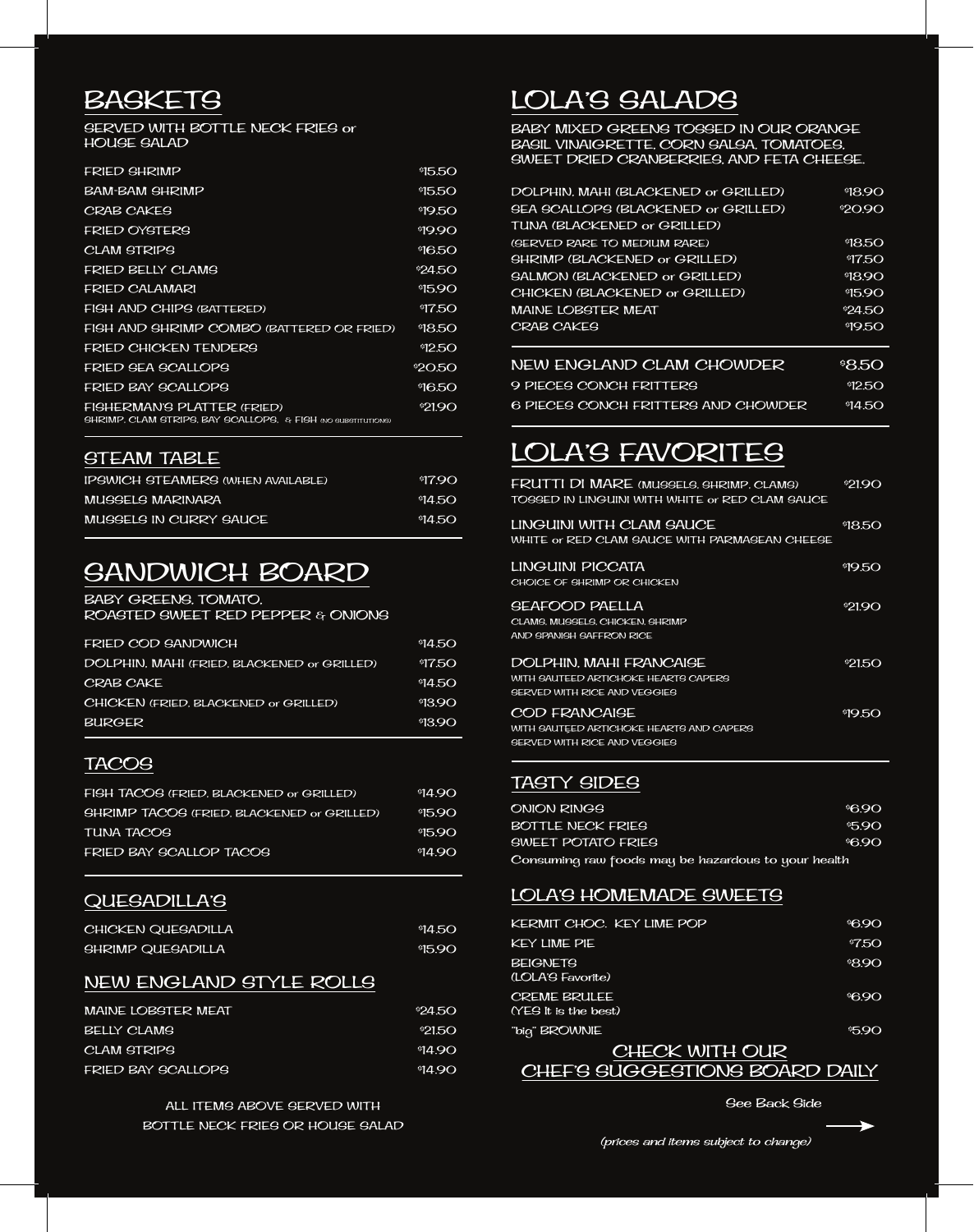## BASKETS

SERVED WITH BOTTLE NECK FRIES or HOUSE SALAD

| Item | Price |
|---|---|
| FRIED SHRIMP | $15.50 |
| BAM-BAM SHRIMP | $15.50 |
| CRAB CAKES | $19.50 |
| FRIED OYSTERS | $19.90 |
| CLAM STRIPS | $16.50 |
| FRIED BELLY CLAMS | $24.50 |
| FRIED CALAMARI | $15.90 |
| FISH AND CHIPS (BATTERED) | $17.50 |
| FISH AND SHRIMP COMBO (BATTERED OR FRIED) | $18.50 |
| FRIED CHICKEN TENDERS | $12.50 |
| FRIED SEA SCALLOPS | $20.50 |
| FRIED BAY SCALLOPS | $16.50 |
| FISHERMAN'S PLATTER (FRIED) SHRIMP, CLAM STRIPS, BAY SCALLOPS, & FISH (NO SUBSTITUTIONS) | $21.90 |

## STEAM TABLE

| Item | Price |
|---|---|
| IPSWICH STEAMERS (WHEN AVAILABLE) | $17.90 |
| MUSSELS MARINARA | $14.50 |
| MUSSELS IN CURRY SAUCE | $14.50 |

## SANDWICH BOARD

BABY GREENS, TOMATO, ROASTED SWEET RED PEPPER & ONIONS

| Item | Price |
|---|---|
| FRIED COD SANDWICH | $14.50 |
| DOLPHIN, MAHI (FRIED, BLACKENED or GRILLED) | $17.50 |
| CRAB CAKE | $14.50 |
| CHICKEN (FRIED, BLACKENED or GRILLED) | $13.90 |
| BURGER | $13.90 |

## TACOS

| Item | Price |
|---|---|
| FISH TACOS (FRIED, BLACKENED or GRILLED) | $14.90 |
| SHRIMP TACOS (FRIED, BLACKENED or GRILLED) | $15.90 |
| TUNA TACOS | $15.90 |
| FRIED BAY SCALLOP TACOS | $14.90 |

## QUESADILLA'S

| Item | Price |
|---|---|
| CHICKEN QUESADILLA | $14.50 |
| SHRIMP QUESADILLA | $15.90 |

## NEW ENGLAND STYLE ROLLS

| Item | Price |
|---|---|
| MAINE LOBSTER MEAT | $24.50 |
| BELLY CLAMS | $21.50 |
| CLAM STRIPS | $14.90 |
| FRIED BAY SCALLOPS | $14.90 |

ALL ITEMS ABOVE SERVED WITH BOTTLE NECK FRIES OR HOUSE SALAD

## LOLA'S SALADS

BABY MIXED GREENS TOSSED IN OUR ORANGE BASIL VINAIGRETTE, CORN SALSA, TOMATOES, SWEET DRIED CRANBERRIES, AND FETA CHEESE.

| Item | Price |
|---|---|
| DOLPHIN, MAHI (BLACKENED or GRILLED) | $18.90 |
| SEA SCALLOPS (BLACKENED or GRILLED) | $20.90 |
| TUNA (BLACKENED or GRILLED) (SERVED RARE TO MEDIUM RARE) | $18.50 |
| SHRIMP (BLACKENED or GRILLED) | $17.50 |
| SALMON (BLACKENED or GRILLED) | $18.90 |
| CHICKEN (BLACKENED or GRILLED) | $15.90 |
| MAINE LOBSTER MEAT | $24.50 |
| CRAB CAKES | $19.50 |

| Item | Price |
|---|---|
| NEW ENGLAND CLAM CHOWDER | $8.50 |
| 9 PIECES CONCH FRITTERS | $12.50 |
| 6 PIECES CONCH FRITTERS AND CHOWDER | $14.50 |

## LOLA'S FAVORITES

| Item | Price |
|---|---|
| FRUTTI DI MARE (MUSSELS, SHRIMP, CLAMS) TOSSED IN LINGUINI WITH WHITE or RED CLAM SAUCE | $21.90 |
| LINGUINI WITH CLAM SAUCE WHITE or RED CLAM SAUCE WITH PARMASEAN CHEESE | $18.50 |
| LINGUINI PICCATA CHOICE OF SHRIMP OR CHICKEN | $19.50 |
| SEAFOOD PAELLA CLAMS, MUSSELS, CHICKEN, SHRIMP AND SPANISH SAFFRON RICE | $21.90 |
| DOLPHIN, MAHI FRANCAISE WITH SAUTEED ARTICHOKE HEARTS CAPERS SERVED WITH RICE AND VEGGIES | $21.50 |
| COD FRANCAISE WITH SAUTEED ARTICHOKE HEARTS AND CAPERS SERVED WITH RICE AND VEGGIES | $19.50 |

## TASTY SIDES

| Item | Price |
|---|---|
| ONION RINGS | $6.90 |
| BOTTLE NECK FRIES | $5.90 |
| SWEET POTATO FRIES | $6.90 |

Consuming raw foods may be hazardous to your health

## LOLA'S HOMEMADE SWEETS

| Item | Price |
|---|---|
| KERMIT CHOC. KEY LIME POP | $6.90 |
| KEY LIME PIE | $7.50 |
| BEIGNETS (LOLA'S Favorite) | $8.90 |
| CREME BRULEE (YES It is the best) | $6.90 |
| "big" BROWNIE | $5.90 |

CHECK WITH OUR CHEF'S SUGGESTIONS BOARD DAILY

See Back Side

*(prices and items subject to change)*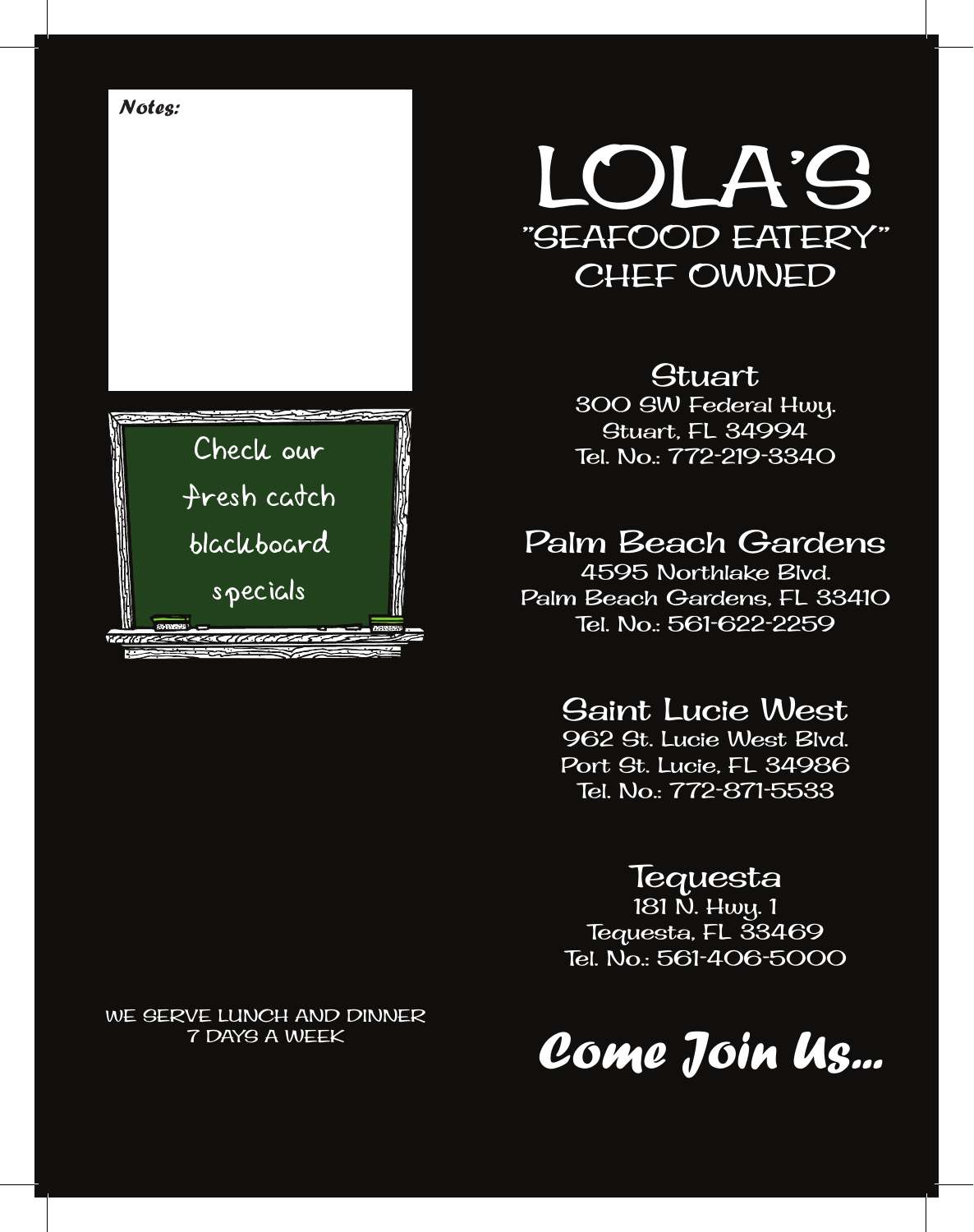*Notes:*

Check our fresh catch blackboard specials

WE SERVE LUNCH AND DINNER
7 DAYS A WEEK

# LOLA'S

## "SEAFOOD EATERY"
## CHEF OWNED

### Stuart

300 SW Federal Hwy.
Stuart, FL 34994
Tel. No.: 772-219-3340

### Palm Beach Gardens

4595 Northlake Blvd.
Palm Beach Gardens, FL 33410
Tel. No.: 561-622-2259

### Saint Lucie West

962 St. Lucie West Blvd.
Port St. Lucie, FL 34986
Tel. No.: 772-871-5533

### Tequesta

181 N. Hwy. 1
Tequesta, FL 33469
Tel. No.: 561-406-5000

***Come Join Us...***